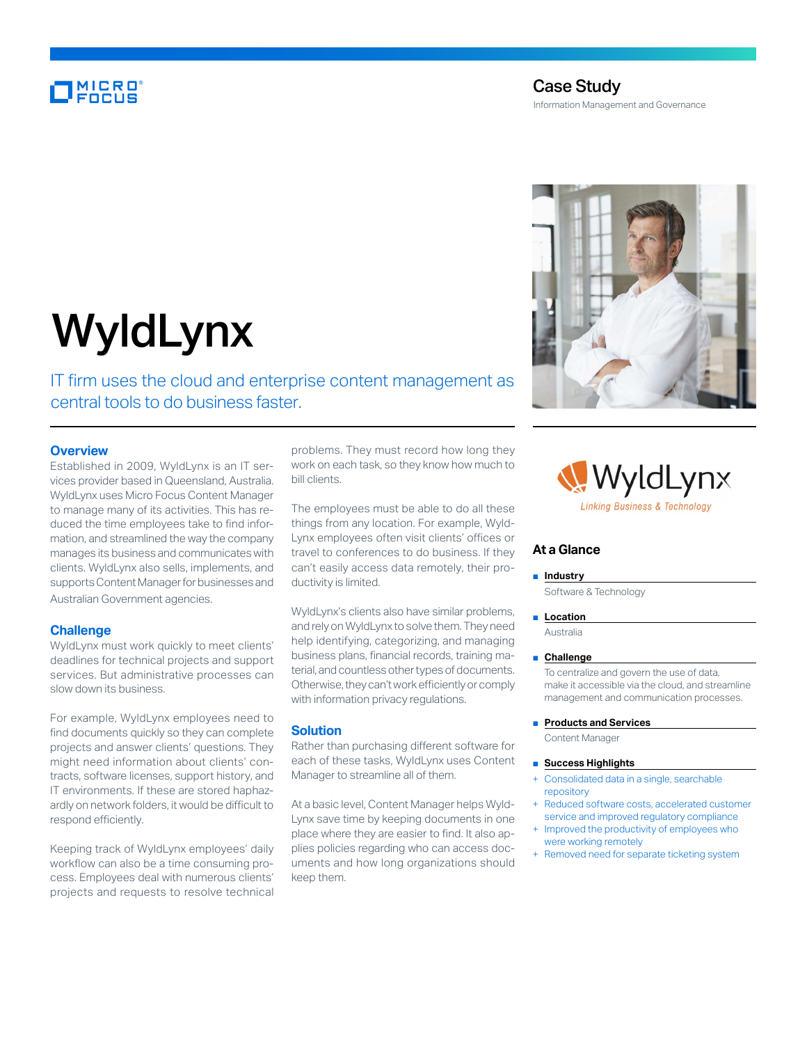Case Study

Information Management and Governance

# WyldLynx

IT firm uses the cloud and enterprise content management as central tools to do business faster.

## Overview

Established in 2009, WyldLynx is an IT services provider based in Queensland, Australia. WyldLynx uses Micro Focus Content Manager to manage many of its activities. This has reduced the time employees take to find information, and streamlined the way the company manages its business and communicates with clients. WyldLynx also sells, implements, and supports Content Manager for businesses and Australian Government agencies.

## Challenge

WyldLynx must work quickly to meet clients' deadlines for technical projects and support services. But administrative processes can slow down its business.

For example, WyldLynx employees need to find documents quickly so they can complete projects and answer clients' questions. They might need information about clients' contracts, software licenses, support history, and IT environments. If these are stored haphazardly on network folders, it would be difficult to respond efficiently.

Keeping track of WyldLynx employees' daily workflow can also be a time consuming process. Employees deal with numerous clients' projects and requests to resolve technical problems. They must record how long they work on each task, so they know how much to bill clients.

The employees must be able to do all these things from any location. For example, WyldLynx employees often visit clients' offices or travel to conferences to do business. If they can't easily access data remotely, their productivity is limited.

WyldLynx's clients also have similar problems, and rely on WyldLynx to solve them. They need help identifying, categorizing, and managing business plans, financial records, training material, and countless other types of documents. Otherwise, they can't work efficiently or comply with information privacy regulations.

## Solution

Rather than purchasing different software for each of these tasks, WyldLynx uses Content Manager to streamline all of them.

At a basic level, Content Manager helps WyldLynx save time by keeping documents in one place where they are easier to find. It also applies policies regarding who can access documents and how long organizations should keep them.

WyldLynx — Linking Business & Technology

## At a Glance

- **Industry**

  Software & Technology

- **Location**

  Australia

- **Challenge**

  To centralize and govern the use of data, make it accessible via the cloud, and streamline management and communication processes.

- **Products and Services**

  Content Manager

- **Success Highlights**

  + Consolidated data in a single, searchable repository
  + Reduced software costs, accelerated customer service and improved regulatory compliance
  + Improved the productivity of employees who were working remotely
  + Removed need for separate ticketing system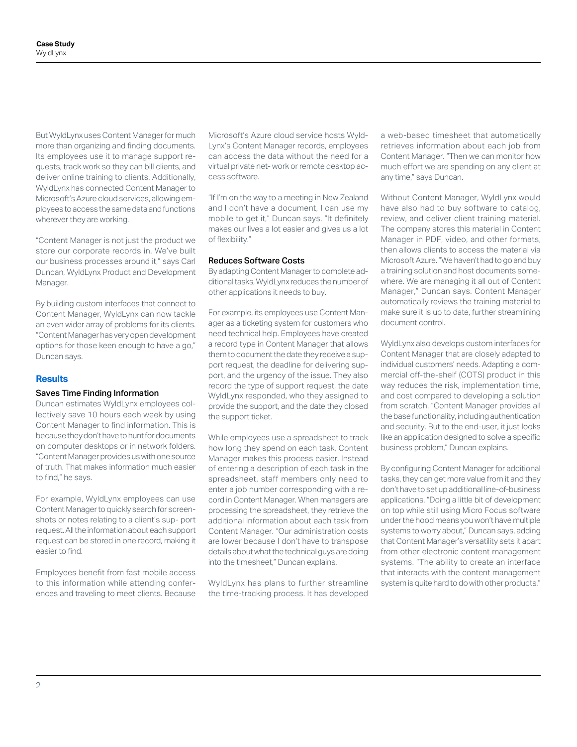But WyldLynx uses Content Manager for much more than organizing and finding documents. Its employees use it to manage support requests, track work so they can bill clients, and deliver online training to clients. Additionally, WyldLynx has connected Content Manager to Microsoft's Azure cloud services, allowing employees to access the same data and functions wherever they are working.

"Content Manager is not just the product we store our corporate records in. We've built our business processes around it," says Carl Duncan, WyldLynx Product and Development Manager.

By building custom interfaces that connect to Content Manager, WyldLynx can now tackle an even wider array of problems for its clients. "Content Manager has very open development options for those keen enough to have a go," Duncan says.

## Results

### Saves Time Finding Information

Duncan estimates WyldLynx employees collectively save 10 hours each week by using Content Manager to find information. This is because they don't have to hunt for documents on computer desktops or in network folders. "Content Manager provides us with one source of truth. That makes information much easier to find," he says.

For example, WyldLynx employees can use Content Manager to quickly search for screenshots or notes relating to a client's support request. All the information about each support request can be stored in one record, making it easier to find.

Employees benefit from fast mobile access to this information while attending conferences and traveling to meet clients. Because Microsoft's Azure cloud service hosts WyldLynx's Content Manager records, employees can access the data without the need for a virtual private network or remote desktop access software.

"If I'm on the way to a meeting in New Zealand and I don't have a document, I can use my mobile to get it," Duncan says. "It definitely makes our lives a lot easier and gives us a lot of flexibility."

### Reduces Software Costs

By adapting Content Manager to complete additional tasks, WyldLynx reduces the number of other applications it needs to buy.

For example, its employees use Content Manager as a ticketing system for customers who need technical help. Employees have created a record type in Content Manager that allows them to document the date they receive a support request, the deadline for delivering support, and the urgency of the issue. They also record the type of support request, the date WyldLynx responded, who they assigned to provide the support, and the date they closed the support ticket.

While employees use a spreadsheet to track how long they spend on each task, Content Manager makes this process easier. Instead of entering a description of each task in the spreadsheet, staff members only need to enter a job number corresponding with a record in Content Manager. When managers are processing the spreadsheet, they retrieve the additional information about each task from Content Manager. "Our administration costs are lower because I don't have to transpose details about what the technical guys are doing into the timesheet," Duncan explains.

WyldLynx has plans to further streamline the time-tracking process. It has developed a web-based timesheet that automatically retrieves information about each job from Content Manager. "Then we can monitor how much effort we are spending on any client at any time," says Duncan.

Without Content Manager, WyldLynx would have also had to buy software to catalog, review, and deliver client training material. The company stores this material in Content Manager in PDF, video, and other formats, then allows clients to access the material via Microsoft Azure. "We haven't had to go and buy a training solution and host documents somewhere. We are managing it all out of Content Manager," Duncan says. Content Manager automatically reviews the training material to make sure it is up to date, further streamlining document control.

WyldLynx also develops custom interfaces for Content Manager that are closely adapted to individual customers' needs. Adapting a commercial off-the-shelf (COTS) product in this way reduces the risk, implementation time, and cost compared to developing a solution from scratch. "Content Manager provides all the base functionality, including authentication and security. But to the end-user, it just looks like an application designed to solve a specific business problem," Duncan explains.

By configuring Content Manager for additional tasks, they can get more value from it and they don't have to set up additional line-of-business applications. "Doing a little bit of development on top while still using Micro Focus software under the hood means you won't have multiple systems to worry about," Duncan says, adding that Content Manager's versatility sets it apart from other electronic content management systems. "The ability to create an interface that interacts with the content management system is quite hard to do with other products."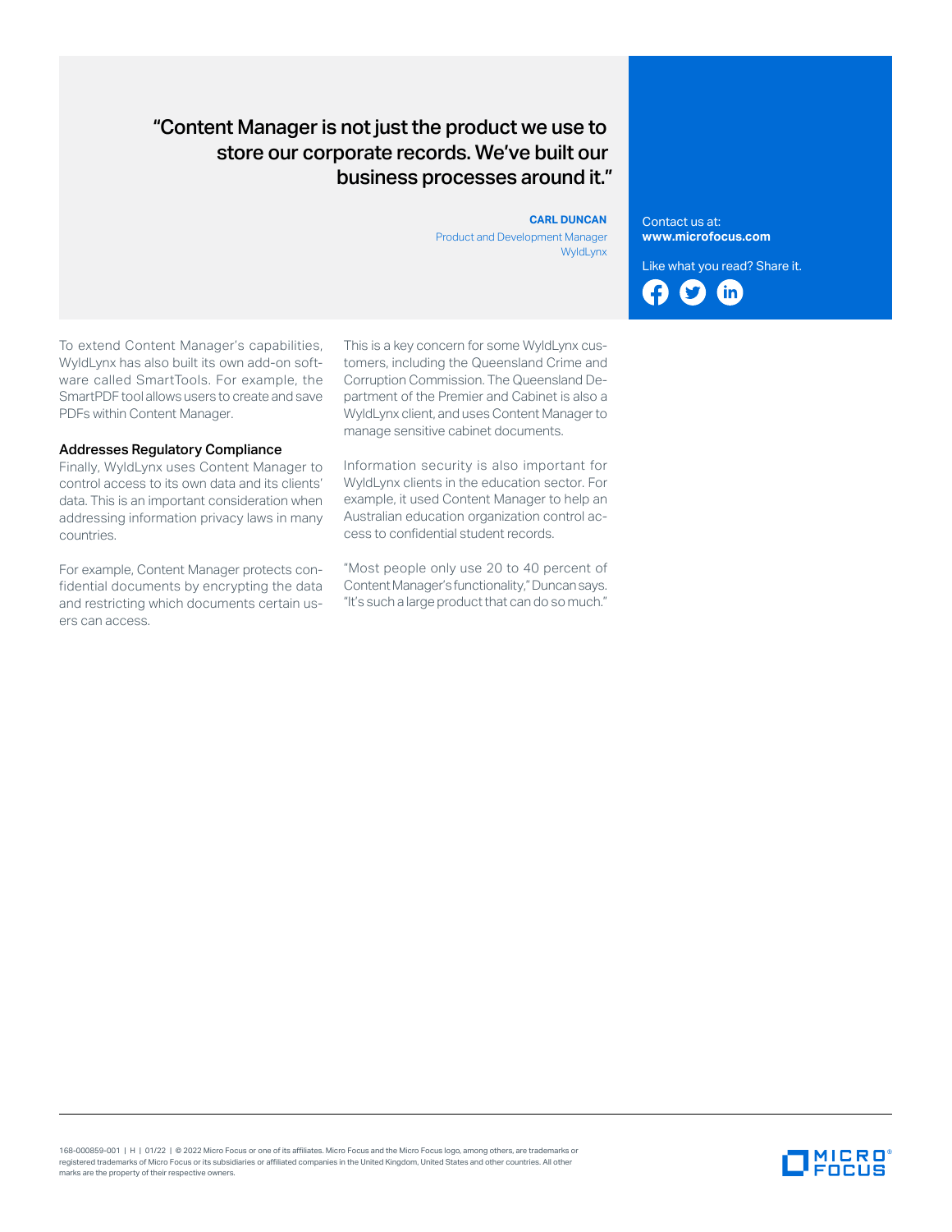> "Content Manager is not just the product we use to store our corporate records. We've built our business processes around it."
>
> **CARL DUNCAN**
> Product and Development Manager
> WyldLynx

Contact us at:
**www.microfocus.com**

Like what you read? Share it.

To extend Content Manager's capabilities, WyldLynx has also built its own add-on software called SmartTools. For example, the SmartPDF tool allows users to create and save PDFs within Content Manager.

### Addresses Regulatory Compliance

Finally, WyldLynx uses Content Manager to control access to its own data and its clients' data. This is an important consideration when addressing information privacy laws in many countries.

For example, Content Manager protects confidential documents by encrypting the data and restricting which documents certain users can access.

This is a key concern for some WyldLynx customers, including the Queensland Crime and Corruption Commission. The Queensland Department of the Premier and Cabinet is also a WyldLynx client, and uses Content Manager to manage sensitive cabinet documents.

Information security is also important for WyldLynx clients in the education sector. For example, it used Content Manager to help an Australian education organization control access to confidential student records.

"Most people only use 20 to 40 percent of Content Manager's functionality," Duncan says. "It's such a large product that can do so much."

168-000859-001 | H | 01/22 | © 2022 Micro Focus or one of its affiliates. Micro Focus and the Micro Focus logo, among others, are trademarks or registered trademarks of Micro Focus or its subsidiaries or affiliated companies in the United Kingdom, United States and other countries. All other marks are the property of their respective owners.